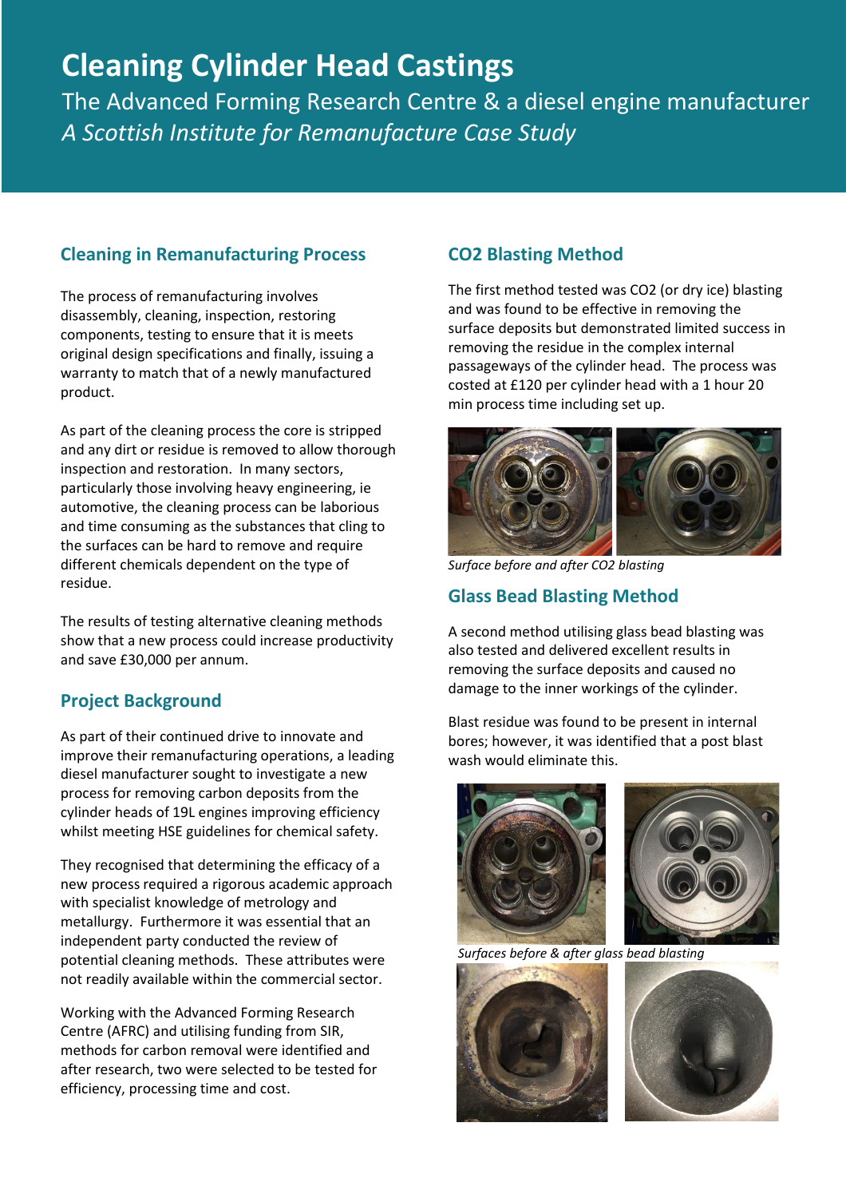# Cleaning Cylinder Head Castings

The Advanced Forming Research Centre & a diesel engine manufacturer

*A Scottish Institute for Remanufacture Case Study*

## Cleaning in Remanufacturing Process

The process of remanufacturing involves disassembly, cleaning, inspection, restoring components, testing to ensure that it is meets original design specifications and finally, issuing a warranty to match that of a newly manufactured product.

As part of the cleaning process the core is stripped and any dirt or residue is removed to allow thorough inspection and restoration. In many sectors, particularly those involving heavy engineering, ie automotive, the cleaning process can be laborious and time consuming as the substances that cling to the surfaces can be hard to remove and require different chemicals dependent on the type of residue.

The results of testing alternative cleaning methods show that a new process could increase productivity and save £30,000 per annum.

## Project Background

As part of their continued drive to innovate and improve their remanufacturing operations, a leading diesel manufacturer sought to investigate a new process for removing carbon deposits from the cylinder heads of 19L engines improving efficiency whilst meeting HSE guidelines for chemical safety.

They recognised that determining the efficacy of a new process required a rigorous academic approach with specialist knowledge of metrology and metallurgy. Furthermore it was essential that an independent party conducted the review of potential cleaning methods. These attributes were not readily available within the commercial sector.

Working with the Advanced Forming Research Centre (AFRC) and utilising funding from SIR, methods for carbon removal were identified and after research, two were selected to be tested for efficiency, processing time and cost.

## $CO_2$ Blasting Method

The first method tested was $CO_2$ (or dry ice) blasting and was found to be effective in removing the surface deposits but demonstrated limited success in removing the residue in the complex internal passageways of the cylinder head. The process was costed at £120 per cylinder head with a 1 hour 20 min process time including set up.

*Surface before and after $CO_2$ blasting*

## Glass Bead Blasting Method

A second method utilising glass bead blasting was also tested and delivered excellent results in removing the surface deposits and caused no damage to the inner workings of the cylinder.

Blast residue was found to be present in internal bores; however, it was identified that a post blast wash would eliminate this.

*Surfaces before & after glass bead blasting*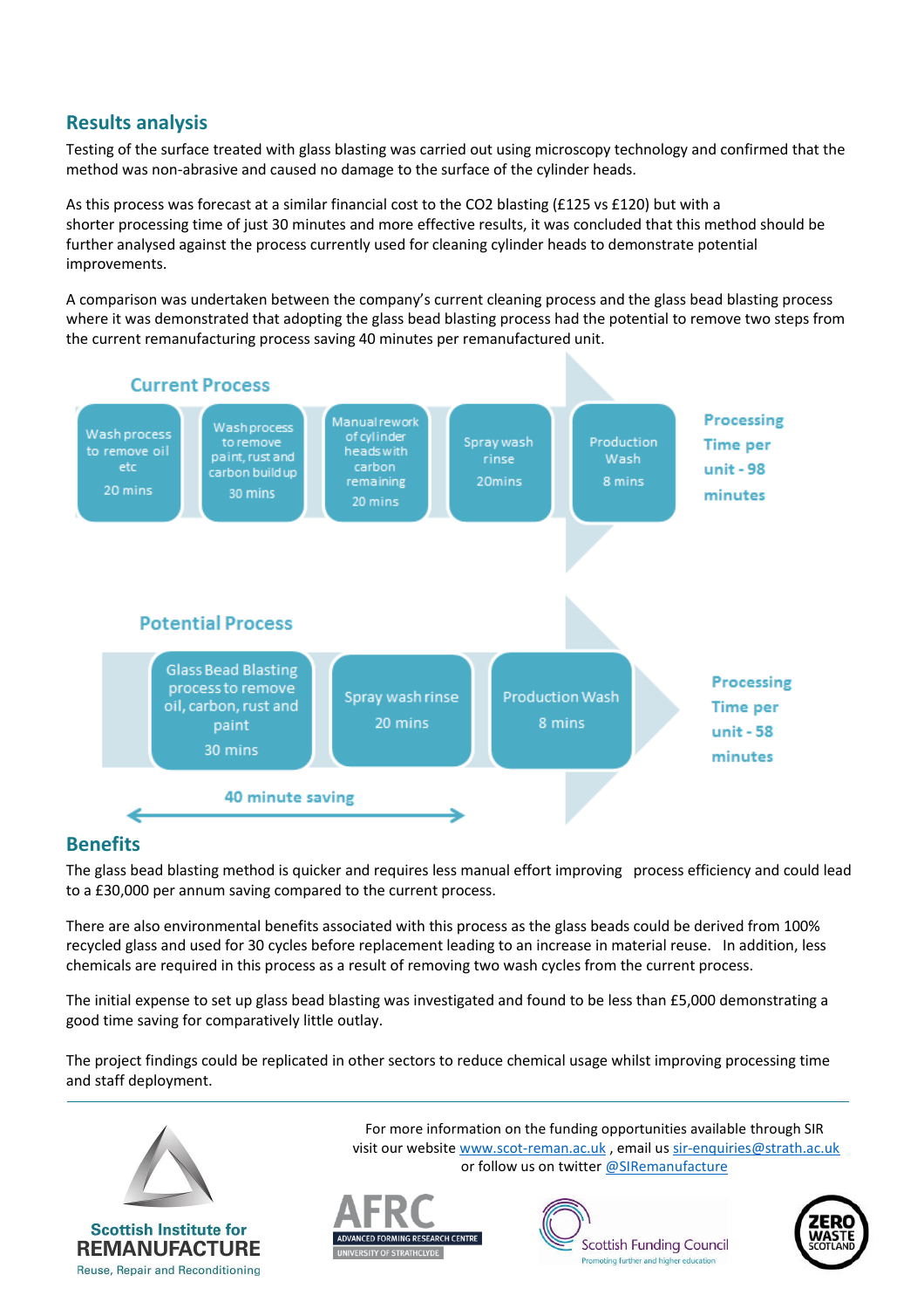## Results analysis

Testing of the surface treated with glass blasting was carried out using microscopy technology and confirmed that the method was non-abrasive and caused no damage to the surface of the cylinder heads.

As this process was forecast at a similar financial cost to the CO2 blasting (£125 vs £120) but with a shorter processing time of just 30 minutes and more effective results, it was concluded that this method should be further analysed against the process currently used for cleaning cylinder heads to demonstrate potential improvements.

A comparison was undertaken between the company's current cleaning process and the glass bead blasting process where it was demonstrated that adopting the glass bead blasting process had the potential to remove two steps from the current remanufacturing process saving 40 minutes per remanufactured unit.

Current Process

Wash process to remove oil etc 20 mins

Wash process to remove paint, rust and carbon build up 30 mins

Manual rework of cylinder heads with carbon remaining 20 mins

Spray wash rinse 20mins

Production Wash 8 mins

Processing Time per unit - 98 minutes

Potential Process

Glass Bead Blasting process to remove oil, carbon, rust and paint 30 mins

Spray wash rinse 20 mins

Production Wash 8 mins

Processing Time per unit - 58 minutes

40 minute saving

## Benefits

The glass bead blasting method is quicker and requires less manual effort improving process efficiency and could lead to a £30,000 per annum saving compared to the current process.

There are also environmental benefits associated with this process as the glass beads could be derived from 100% recycled glass and used for 30 cycles before replacement leading to an increase in material reuse. In addition, less chemicals are required in this process as a result of removing two wash cycles from the current process.

The initial expense to set up glass bead blasting was investigated and found to be less than £5,000 demonstrating a good time saving for comparatively little outlay.

The project findings could be replicated in other sectors to reduce chemical usage whilst improving processing time and staff deployment.

For more information on the funding opportunities available through SIR visit our website www.scot-reman.ac.uk , email us sir-enquiries@strath.ac.uk or follow us on twitter @SIRemanufacture

Scottish Institute for REMANUFACTURE Reuse, Repair and Reconditioning

AFRC ADVANCED FORMING RESEARCH CENTRE UNIVERSITY OF STRATHCLYDE

Scottish Funding Council Promoting further and higher education

ZERO WASTE SCOTLAND